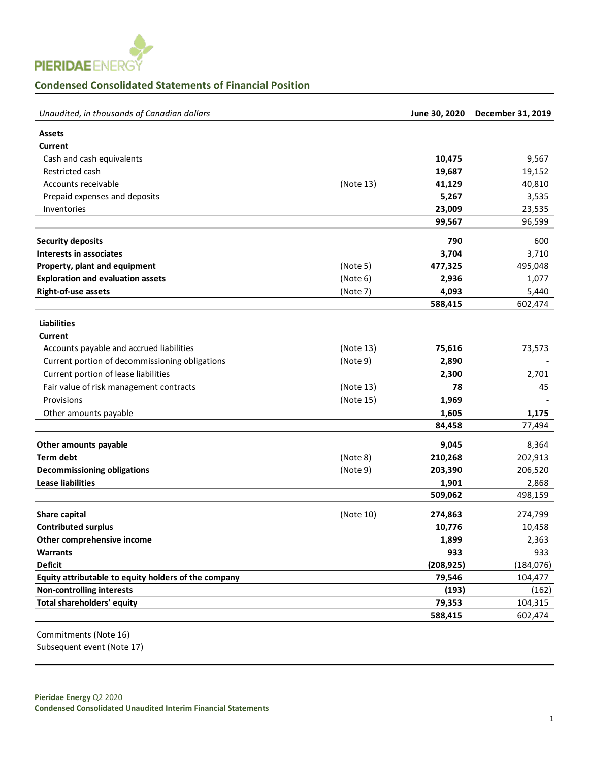PIERIDAE ENERGY

## Condensed Consolidated Statements of Financial Position

| *Unaudited, in thousands of Canadian dollars* | | **June 30, 2020** | **December 31, 2019** |
|---|---|---|---|
| **Assets** | | | |
| **Current** | | | |
| Cash and cash equivalents | | **10,475** | 9,567 |
| Restricted cash | | **19,687** | 19,152 |
| Accounts receivable | (Note 13) | **41,129** | 40,810 |
| Prepaid expenses and deposits | | **5,267** | 3,535 |
| Inventories | | **23,009** | 23,535 |
| | | **99,567** | 96,599 |
| **Security deposits** | | **790** | 600 |
| **Interests in associates** | | **3,704** | 3,710 |
| **Property, plant and equipment** | (Note 5) | **477,325** | 495,048 |
| **Exploration and evaluation assets** | (Note 6) | **2,936** | 1,077 |
| **Right-of-use assets** | (Note 7) | **4,093** | 5,440 |
| | | **588,415** | 602,474 |
| **Liabilities** | | | |
| **Current** | | | |
| Accounts payable and accrued liabilities | (Note 13) | **75,616** | 73,573 |
| Current portion of decommissioning obligations | (Note 9) | **2,890** | - |
| Current portion of lease liabilities | | **2,300** | 2,701 |
| Fair value of risk management contracts | (Note 13) | **78** | 45 |
| Provisions | (Note 15) | **1,969** | - |
| Other amounts payable | | **1,605** | **1,175** |
| | | **84,458** | 77,494 |
| **Other amounts payable** | | **9,045** | 8,364 |
| **Term debt** | (Note 8) | **210,268** | 202,913 |
| **Decommissioning obligations** | (Note 9) | **203,390** | 206,520 |
| **Lease liabilities** | | **1,901** | 2,868 |
| | | **509,062** | 498,159 |
| **Share capital** | (Note 10) | **274,863** | 274,799 |
| **Contributed surplus** | | **10,776** | 10,458 |
| **Other comprehensive income** | | **1,899** | 2,363 |
| **Warrants** | | **933** | 933 |
| **Deficit** | | **(208,925)** | (184,076) |
| **Equity attributable to equity holders of the company** | | **79,546** | 104,477 |
| **Non-controlling interests** | | **(193)** | (162) |
| **Total shareholders' equity** | | **79,353** | 104,315 |
| | | **588,415** | 602,474 |

Commitments (Note 16)
Subsequent event (Note 17)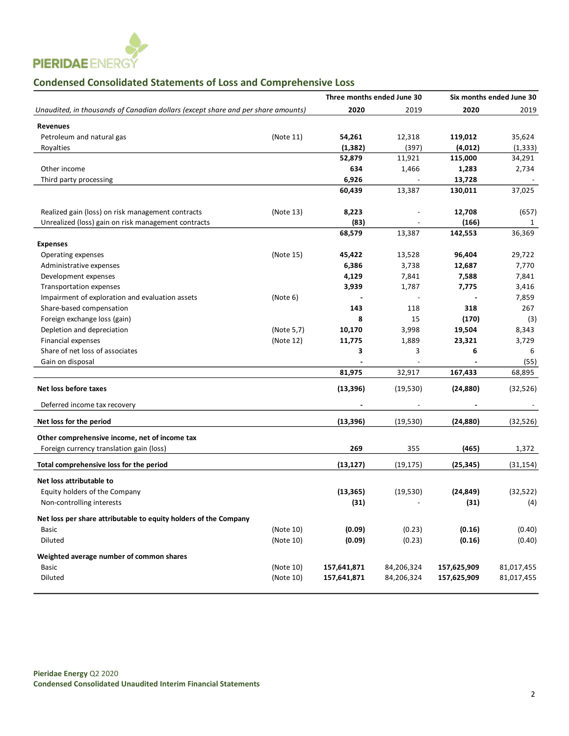PIERIDAE ENERGY

## Condensed Consolidated Statements of Loss and Comprehensive Loss

| *Unaudited, in thousands of Canadian dollars (except share and per share amounts)* | | Three months ended June 30 **2020** | 2019 | Six months ended June 30 **2020** | 2019 |
|---|---|---|---|---|---|
| **Revenues** | | | | | |
| Petroleum and natural gas | (Note 11) | **54,261** | 12,318 | **119,012** | 35,624 |
| Royalties | | **(1,382)** | (397) | **(4,012)** | (1,333) |
| | | **52,879** | 11,921 | **115,000** | 34,291 |
| Other income | | **634** | 1,466 | **1,283** | 2,734 |
| Third party processing | | **6,926** | - | **13,728** | - |
| | | **60,439** | 13,387 | **130,011** | 37,025 |
| Realized gain (loss) on risk management contracts | (Note 13) | **8,223** | - | **12,708** | (657) |
| Unrealized (loss) gain on risk management contracts | | **(83)** | - | **(166)** | 1 |
| | | **68,579** | 13,387 | **142,553** | 36,369 |
| **Expenses** | | | | | |
| Operating expenses | (Note 15) | **45,422** | 13,528 | **96,404** | 29,722 |
| Administrative expenses | | **6,386** | 3,738 | **12,687** | 7,770 |
| Development expenses | | **4,129** | 7,841 | **7,588** | 7,841 |
| Transportation expenses | | **3,939** | 1,787 | **7,775** | 3,416 |
| Impairment of exploration and evaluation assets | (Note 6) | **-** | - | **-** | 7,859 |
| Share-based compensation | | **143** | 118 | **318** | 267 |
| Foreign exchange loss (gain) | | **8** | 15 | **(170)** | (3) |
| Depletion and depreciation | (Note 5,7) | **10,170** | 3,998 | **19,504** | 8,343 |
| Financial expenses | (Note 12) | **11,775** | 1,889 | **23,321** | 3,729 |
| Share of net loss of associates | | **3** | 3 | **6** | 6 |
| Gain on disposal | | **-** | - | **-** | (55) |
| | | **81,975** | 32,917 | **167,433** | 68,895 |
| **Net loss before taxes** | | **(13,396)** | (19,530) | **(24,880)** | (32,526) |
| Deferred income tax recovery | | **-** | - | **-** | - |
| **Net loss for the period** | | **(13,396)** | (19,530) | **(24,880)** | (32,526) |
| **Other comprehensive income, net of income tax** | | | | | |
| Foreign currency translation gain (loss) | | **269** | 355 | **(465)** | 1,372 |
| **Total comprehensive loss for the period** | | **(13,127)** | (19,175) | **(25,345)** | (31,154) |
| **Net loss attributable to** | | | | | |
| Equity holders of the Company | | **(13,365)** | (19,530) | **(24,849)** | (32,522) |
| Non-controlling interests | | **(31)** | - | **(31)** | (4) |
| **Net loss per share attributable to equity holders of the Company** | | | | | |
| Basic | (Note 10) | **(0.09)** | (0.23) | **(0.16)** | (0.40) |
| Diluted | (Note 10) | **(0.09)** | (0.23) | **(0.16)** | (0.40) |
| **Weighted average number of common shares** | | | | | |
| Basic | (Note 10) | **157,641,871** | 84,206,324 | **157,625,909** | 81,017,455 |
| Diluted | (Note 10) | **157,641,871** | 84,206,324 | **157,625,909** | 81,017,455 |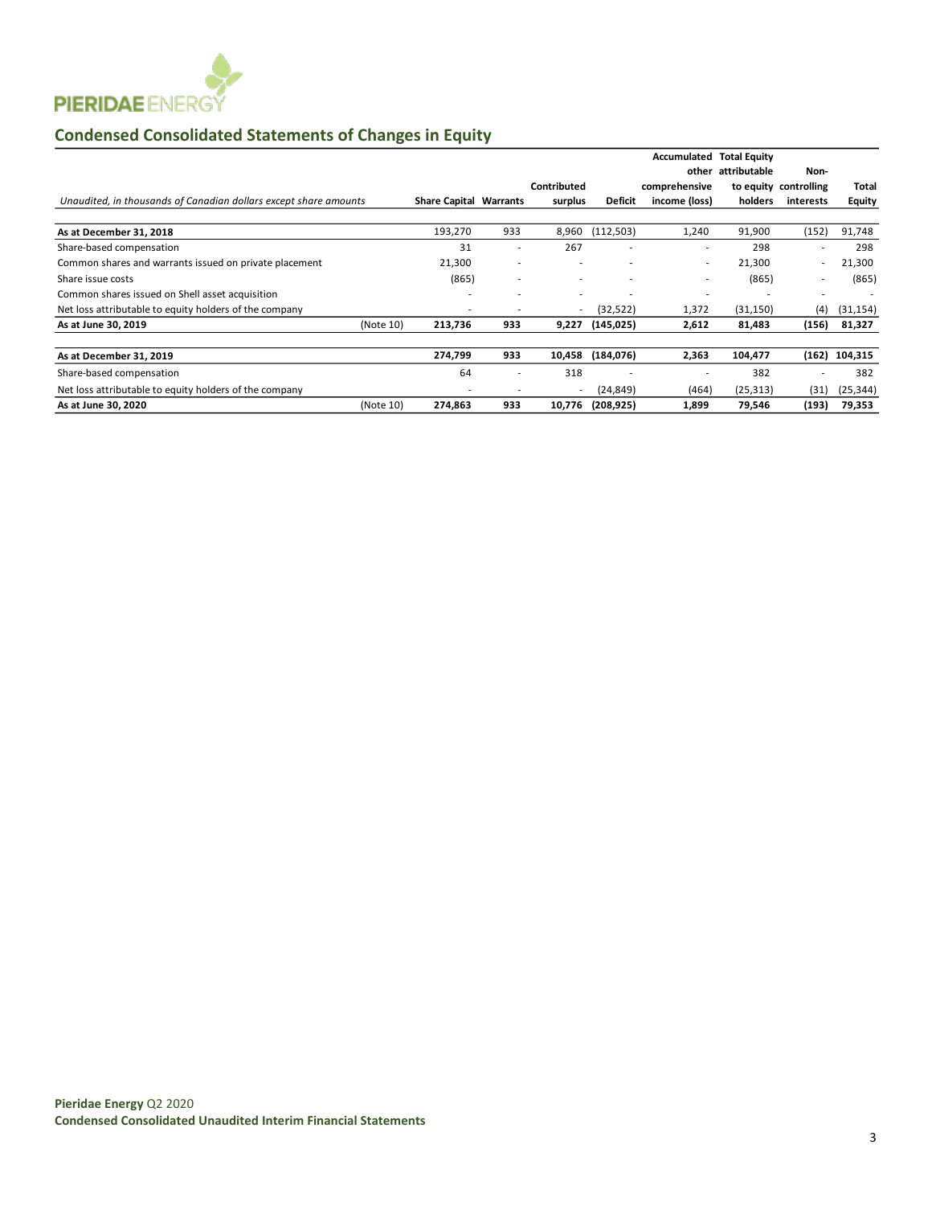## Condensed Consolidated Statements of Changes in Equity

| *Unaudited, in thousands of Canadian dollars except share amounts* | | Share Capital | Warrants | Contributed surplus | Deficit | Accumulated other comprehensive income (loss) | Total Equity attributable to equity holders | Non-controlling interests | Total Equity |
|---|---|---|---|---|---|---|---|---|---|
| **As at December 31, 2018** | | 193,270 | 933 | 8,960 | (112,503) | 1,240 | 91,900 | (152) | 91,748 |
| Share-based compensation | | 31 | - | 267 | - | - | 298 | - | 298 |
| Common shares and warrants issued on private placement | | 21,300 | - | - | - | - | 21,300 | - | 21,300 |
| Share issue costs | | (865) | - | - | - | - | (865) | - | (865) |
| Common shares issued on Shell asset acquisition | | - | - | - | - | - | - | - | - |
| Net loss attributable to equity holders of the company | | - | - | - | (32,522) | 1,372 | (31,150) | (4) | (31,154) |
| **As at June 30, 2019** | (Note 10) | **213,736** | **933** | **9,227** | **(145,025)** | **2,612** | **81,483** | **(156)** | **81,327** |
| | | | | | | | | | |
| **As at December 31, 2019** | | **274,799** | **933** | **10,458** | **(184,076)** | **2,363** | **104,477** | **(162)** | **104,315** |
| Share-based compensation | | 64 | - | 318 | - | - | 382 | - | 382 |
| Net loss attributable to equity holders of the company | | - | - | - | (24,849) | (464) | (25,313) | (31) | (25,344) |
| **As at June 30, 2020** | (Note 10) | **274,863** | **933** | **10,776** | **(208,925)** | **1,899** | **79,546** | **(193)** | **79,353** |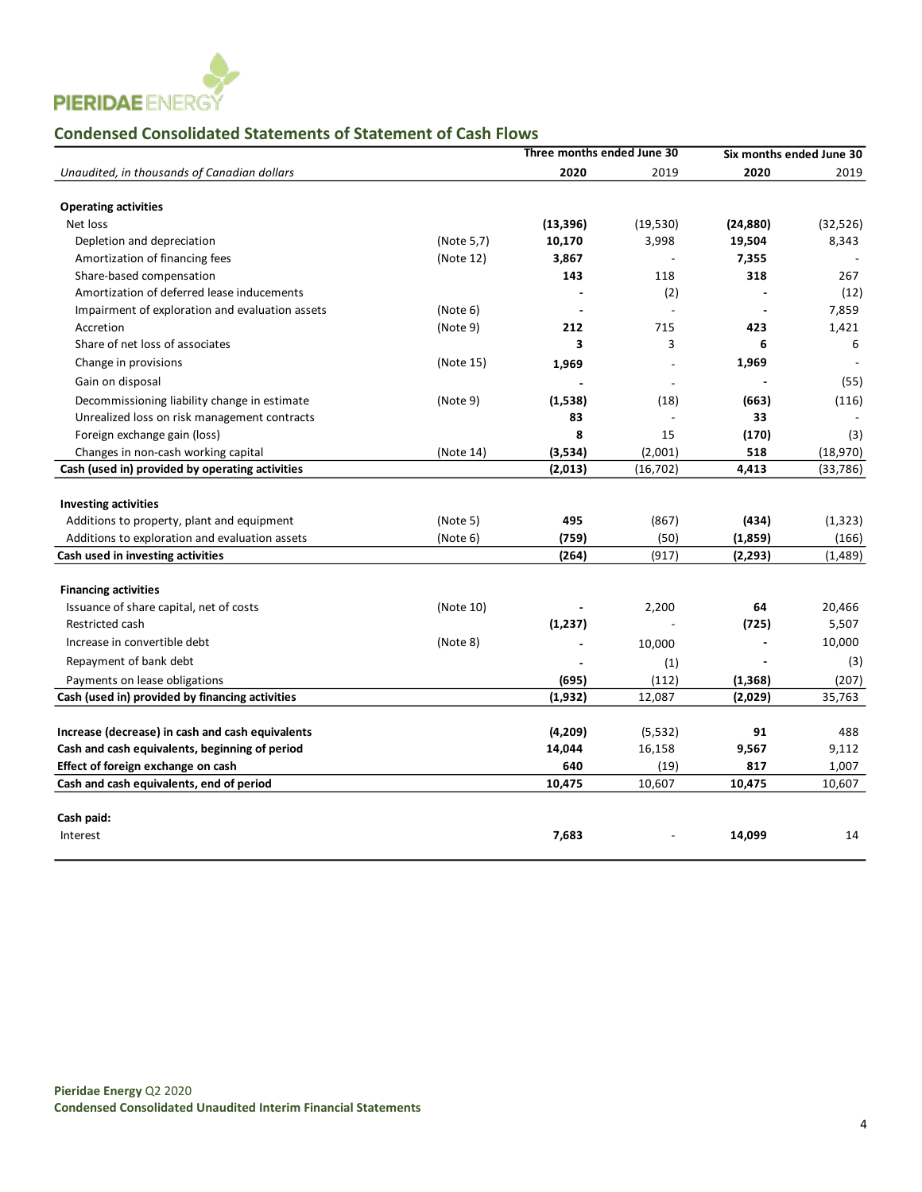## Condensed Consolidated Statements of Statement of Cash Flows

| *Unaudited, in thousands of Canadian dollars* | | Three months ended June 30 | | Six months ended June 30 | |
|---|---|---|---|---|---|
| | | **2020** | 2019 | **2020** | 2019 |
| **Operating activities** | | | | | |
| Net loss | | **(13,396)** | (19,530) | **(24,880)** | (32,526) |
| Depletion and depreciation | (Note 5,7) | **10,170** | 3,998 | **19,504** | 8,343 |
| Amortization of financing fees | (Note 12) | **3,867** | - | **7,355** | - |
| Share-based compensation | | **143** | 118 | **318** | 267 |
| Amortization of deferred lease inducements | | **-** | (2) | **-** | (12) |
| Impairment of exploration and evaluation assets | (Note 6) | **-** | - | **-** | 7,859 |
| Accretion | (Note 9) | **212** | 715 | **423** | 1,421 |
| Share of net loss of associates | | **3** | 3 | **6** | 6 |
| Change in provisions | (Note 15) | **1,969** | - | **1,969** | - |
| Gain on disposal | | **-** | - | **-** | (55) |
| Decommissioning liability change in estimate | (Note 9) | **(1,538)** | (18) | **(663)** | (116) |
| Unrealized loss on risk management contracts | | **83** | - | **33** | - |
| Foreign exchange gain (loss) | | **8** | 15 | **(170)** | (3) |
| Changes in non-cash working capital | (Note 14) | **(3,534)** | (2,001) | **518** | (18,970) |
| **Cash (used in) provided by operating activities** | | **(2,013)** | (16,702) | **4,413** | (33,786) |
| **Investing activities** | | | | | |
| Additions to property, plant and equipment | (Note 5) | **495** | (867) | **(434)** | (1,323) |
| Additions to exploration and evaluation assets | (Note 6) | **(759)** | (50) | **(1,859)** | (166) |
| **Cash used in investing activities** | | **(264)** | (917) | **(2,293)** | (1,489) |
| **Financing activities** | | | | | |
| Issuance of share capital, net of costs | (Note 10) | **-** | 2,200 | **64** | 20,466 |
| Restricted cash | | **(1,237)** | - | **(725)** | 5,507 |
| Increase in convertible debt | (Note 8) | **-** | 10,000 | **-** | 10,000 |
| Repayment of bank debt | | **-** | (1) | **-** | (3) |
| Payments on lease obligations | | **(695)** | (112) | **(1,368)** | (207) |
| **Cash (used in) provided by financing activities** | | **(1,932)** | 12,087 | **(2,029)** | 35,763 |
| **Increase (decrease) in cash and cash equivalents** | | **(4,209)** | (5,532) | **91** | 488 |
| **Cash and cash equivalents, beginning of period** | | **14,044** | 16,158 | **9,567** | 9,112 |
| **Effect of foreign exchange on cash** | | **640** | (19) | **817** | 1,007 |
| **Cash and cash equivalents, end of period** | | **10,475** | 10,607 | **10,475** | 10,607 |
| **Cash paid:** | | | | | |
| Interest | | **7,683** | - | **14,099** | 14 |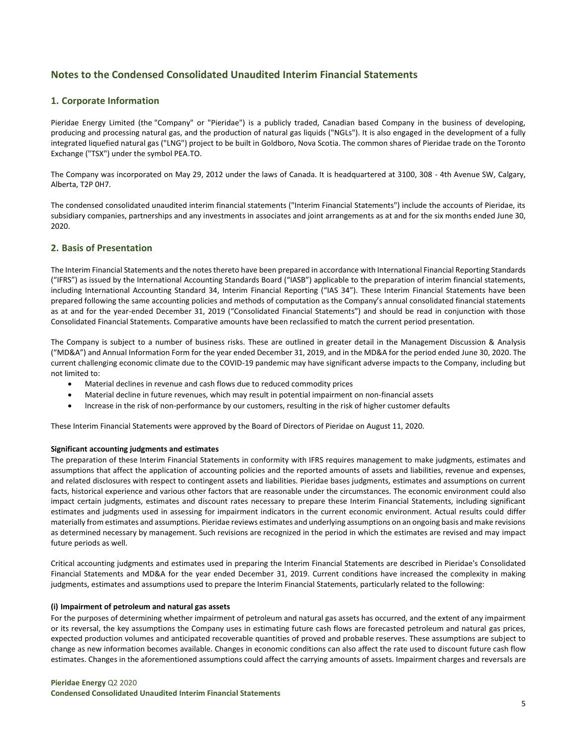# Notes to the Condensed Consolidated Unaudited Interim Financial Statements

## 1. Corporate Information

Pieridae Energy Limited (the "Company" or "Pieridae") is a publicly traded, Canadian based Company in the business of developing, producing and processing natural gas, and the production of natural gas liquids ("NGLs"). It is also engaged in the development of a fully integrated liquefied natural gas ("LNG") project to be built in Goldboro, Nova Scotia. The common shares of Pieridae trade on the Toronto Exchange ("TSX") under the symbol PEA.TO.

The Company was incorporated on May 29, 2012 under the laws of Canada. It is headquartered at 3100, 308 - 4th Avenue SW, Calgary, Alberta, T2P 0H7.

The condensed consolidated unaudited interim financial statements ("Interim Financial Statements") include the accounts of Pieridae, its subsidiary companies, partnerships and any investments in associates and joint arrangements as at and for the six months ended June 30, 2020.

## 2. Basis of Presentation

The Interim Financial Statements and the notes thereto have been prepared in accordance with International Financial Reporting Standards ("IFRS") as issued by the International Accounting Standards Board ("IASB") applicable to the preparation of interim financial statements, including International Accounting Standard 34, Interim Financial Reporting ("IAS 34"). These Interim Financial Statements have been prepared following the same accounting policies and methods of computation as the Company's annual consolidated financial statements as at and for the year-ended December 31, 2019 ("Consolidated Financial Statements") and should be read in conjunction with those Consolidated Financial Statements. Comparative amounts have been reclassified to match the current period presentation.

The Company is subject to a number of business risks. These are outlined in greater detail in the Management Discussion & Analysis ("MD&A") and Annual Information Form for the year ended December 31, 2019, and in the MD&A for the period ended June 30, 2020. The current challenging economic climate due to the COVID-19 pandemic may have significant adverse impacts to the Company, including but not limited to:

- Material declines in revenue and cash flows due to reduced commodity prices
- Material decline in future revenues, which may result in potential impairment on non-financial assets
- Increase in the risk of non-performance by our customers, resulting in the risk of higher customer defaults

These Interim Financial Statements were approved by the Board of Directors of Pieridae on August 11, 2020.

**Significant accounting judgments and estimates**

The preparation of these Interim Financial Statements in conformity with IFRS requires management to make judgments, estimates and assumptions that affect the application of accounting policies and the reported amounts of assets and liabilities, revenue and expenses, and related disclosures with respect to contingent assets and liabilities. Pieridae bases judgments, estimates and assumptions on current facts, historical experience and various other factors that are reasonable under the circumstances. The economic environment could also impact certain judgments, estimates and discount rates necessary to prepare these Interim Financial Statements, including significant estimates and judgments used in assessing for impairment indicators in the current economic environment. Actual results could differ materially from estimates and assumptions. Pieridae reviews estimates and underlying assumptions on an ongoing basis and make revisions as determined necessary by management. Such revisions are recognized in the period in which the estimates are revised and may impact future periods as well.

Critical accounting judgments and estimates used in preparing the Interim Financial Statements are described in Pieridae's Consolidated Financial Statements and MD&A for the year ended December 31, 2019. Current conditions have increased the complexity in making judgments, estimates and assumptions used to prepare the Interim Financial Statements, particularly related to the following:

**(i) Impairment of petroleum and natural gas assets**

For the purposes of determining whether impairment of petroleum and natural gas assets has occurred, and the extent of any impairment or its reversal, the key assumptions the Company uses in estimating future cash flows are forecasted petroleum and natural gas prices, expected production volumes and anticipated recoverable quantities of proved and probable reserves. These assumptions are subject to change as new information becomes available. Changes in economic conditions can also affect the rate used to discount future cash flow estimates. Changes in the aforementioned assumptions could affect the carrying amounts of assets. Impairment charges and reversals are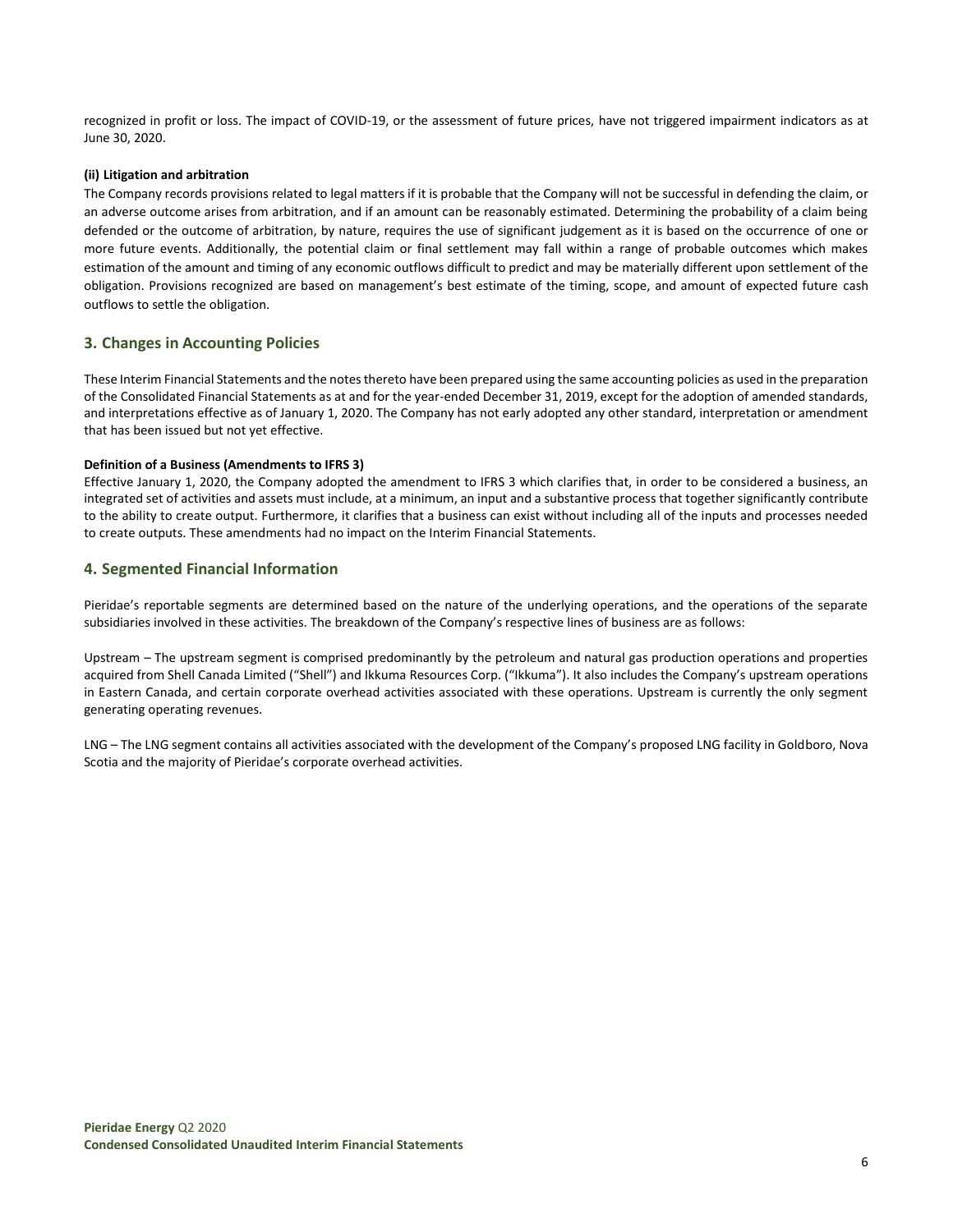recognized in profit or loss. The impact of COVID-19, or the assessment of future prices, have not triggered impairment indicators as at June 30, 2020.

**(ii) Litigation and arbitration**

The Company records provisions related to legal matters if it is probable that the Company will not be successful in defending the claim, or an adverse outcome arises from arbitration, and if an amount can be reasonably estimated. Determining the probability of a claim being defended or the outcome of arbitration, by nature, requires the use of significant judgement as it is based on the occurrence of one or more future events. Additionally, the potential claim or final settlement may fall within a range of probable outcomes which makes estimation of the amount and timing of any economic outflows difficult to predict and may be materially different upon settlement of the obligation. Provisions recognized are based on management's best estimate of the timing, scope, and amount of expected future cash outflows to settle the obligation.

## 3. Changes in Accounting Policies

These Interim Financial Statements and the notes thereto have been prepared using the same accounting policies as used in the preparation of the Consolidated Financial Statements as at and for the year-ended December 31, 2019, except for the adoption of amended standards, and interpretations effective as of January 1, 2020. The Company has not early adopted any other standard, interpretation or amendment that has been issued but not yet effective.

**Definition of a Business (Amendments to IFRS 3)**

Effective January 1, 2020, the Company adopted the amendment to IFRS 3 which clarifies that, in order to be considered a business, an integrated set of activities and assets must include, at a minimum, an input and a substantive process that together significantly contribute to the ability to create output. Furthermore, it clarifies that a business can exist without including all of the inputs and processes needed to create outputs. These amendments had no impact on the Interim Financial Statements.

## 4. Segmented Financial Information

Pieridae's reportable segments are determined based on the nature of the underlying operations, and the operations of the separate subsidiaries involved in these activities. The breakdown of the Company's respective lines of business are as follows:

Upstream – The upstream segment is comprised predominantly by the petroleum and natural gas production operations and properties acquired from Shell Canada Limited ("Shell") and Ikkuma Resources Corp. ("Ikkuma"). It also includes the Company's upstream operations in Eastern Canada, and certain corporate overhead activities associated with these operations. Upstream is currently the only segment generating operating revenues.

LNG – The LNG segment contains all activities associated with the development of the Company's proposed LNG facility in Goldboro, Nova Scotia and the majority of Pieridae's corporate overhead activities.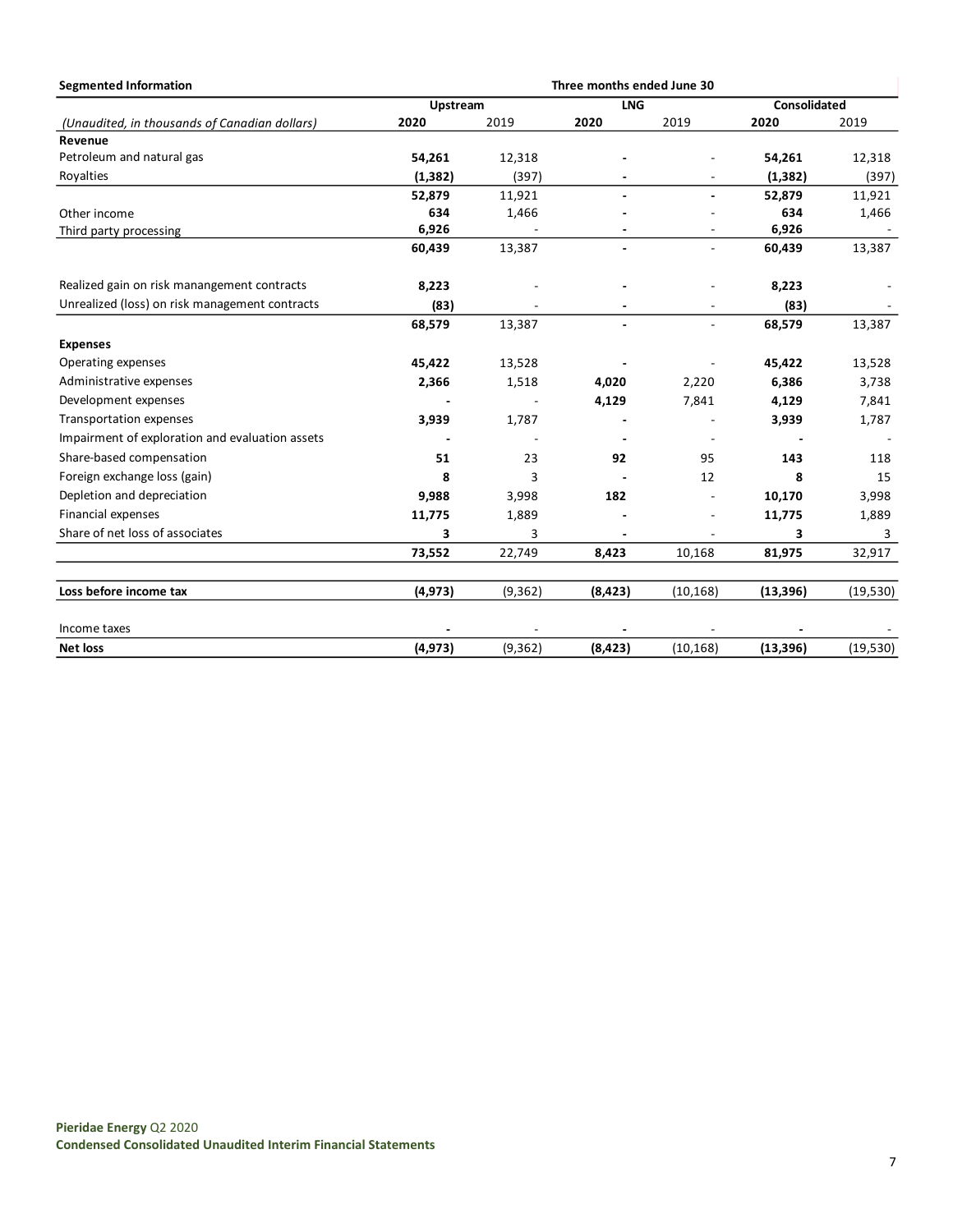| Segmented Information | Three months ended June 30 | | | | | |
|---|---|---|---|---|---|---|
| | Upstream | | LNG | | Consolidated | |
| *(Unaudited, in thousands of Canadian dollars)* | **2020** | 2019 | **2020** | 2019 | **2020** | 2019 |
| **Revenue** | | | | | | |
| Petroleum and natural gas | **54,261** | 12,318 | **-** | - | **54,261** | 12,318 |
| Royalties | **(1,382)** | (397) | **-** | - | **(1,382)** | (397) |
| | **52,879** | 11,921 | **-** | **-** | **52,879** | 11,921 |
| Other income | **634** | 1,466 | **-** | - | **634** | 1,466 |
| Third party processing | **6,926** | - | **-** | - | **6,926** | - |
| | **60,439** | 13,387 | **-** | - | **60,439** | 13,387 |
| Realized gain on risk manangement contracts | **8,223** | - | **-** | - | **8,223** | - |
| Unrealized (loss) on risk management contracts | **(83)** | - | **-** | - | **(83)** | - |
| | **68,579** | 13,387 | **-** | - | **68,579** | 13,387 |
| **Expenses** | | | | | | |
| Operating expenses | **45,422** | 13,528 | **-** | - | **45,422** | 13,528 |
| Administrative expenses | **2,366** | 1,518 | **4,020** | 2,220 | **6,386** | 3,738 |
| Development expenses | **-** | - | **4,129** | 7,841 | **4,129** | 7,841 |
| Transportation expenses | **3,939** | 1,787 | **-** | - | **3,939** | 1,787 |
| Impairment of exploration and evaluation assets | **-** | - | **-** | - | **-** | - |
| Share-based compensation | **51** | 23 | **92** | 95 | **143** | 118 |
| Foreign exchange loss (gain) | **8** | 3 | **-** | 12 | **8** | 15 |
| Depletion and depreciation | **9,988** | 3,998 | **182** | - | **10,170** | 3,998 |
| Financial expenses | **11,775** | 1,889 | **-** | - | **11,775** | 1,889 |
| Share of net loss of associates | **3** | 3 | **-** | - | **3** | 3 |
| | **73,552** | 22,749 | **8,423** | 10,168 | **81,975** | 32,917 |
| **Loss before income tax** | **(4,973)** | (9,362) | **(8,423)** | (10,168) | **(13,396)** | (19,530) |
| Income taxes | **-** | - | **-** | - | **-** | - |
| **Net loss** | **(4,973)** | (9,362) | **(8,423)** | (10,168) | **(13,396)** | (19,530) |

**Pieridae Energy** Q2 2020
**Condensed Consolidated Unaudited Interim Financial Statements**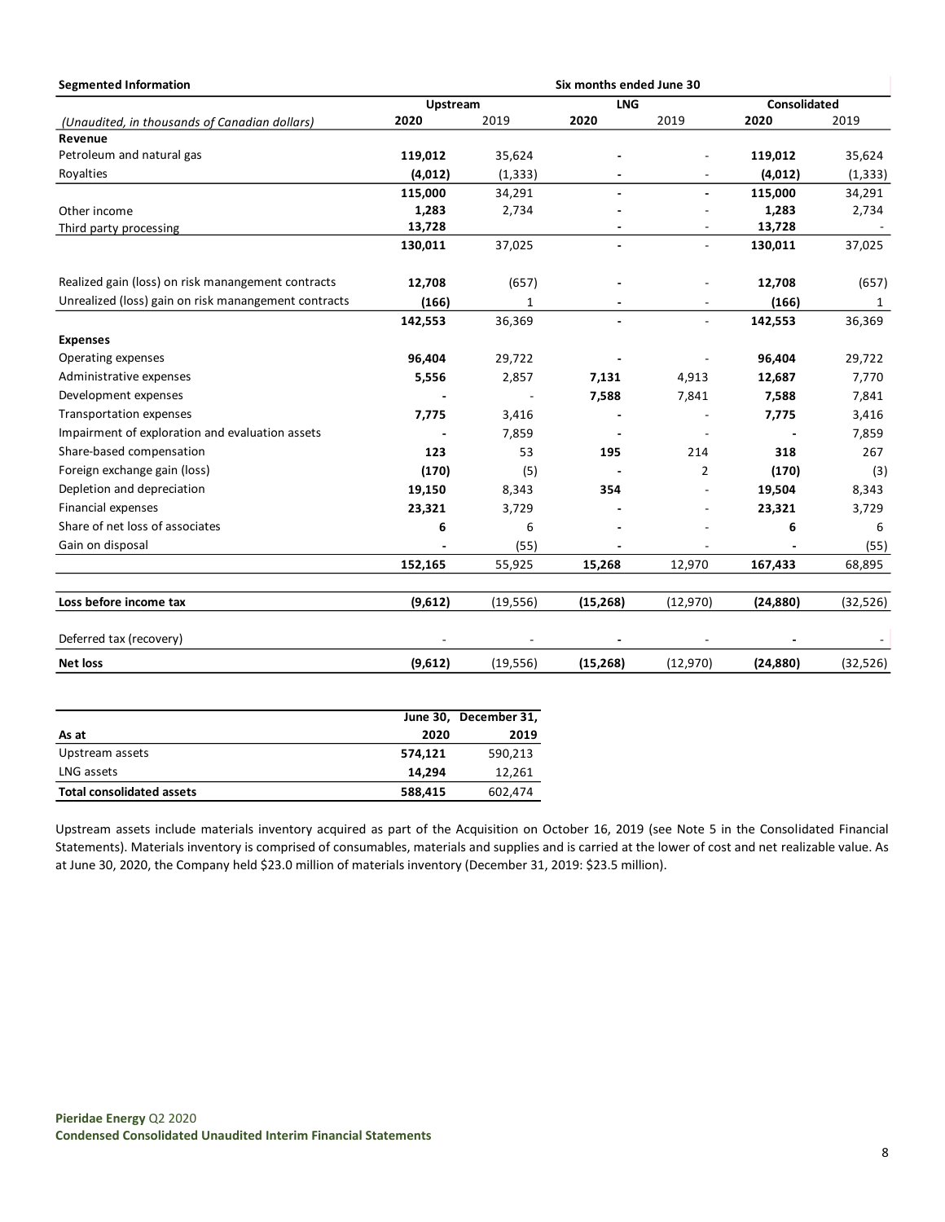**Segmented Information**

| | Six months ended June 30 | | | | | |
|---|---|---|---|---|---|---|
| | Upstream | | LNG | | Consolidated | |
| *(Unaudited, in thousands of Canadian dollars)* | **2020** | 2019 | **2020** | 2019 | **2020** | 2019 |
| **Revenue** | | | | | | |
| Petroleum and natural gas | **119,012** | 35,624 | **-** | - | **119,012** | 35,624 |
| Royalties | **(4,012)** | (1,333) | **-** | - | **(4,012)** | (1,333) |
| | **115,000** | 34,291 | **-** | **-** | **115,000** | 34,291 |
| Other income | **1,283** | 2,734 | **-** | - | **1,283** | 2,734 |
| Third party processing | **13,728** | | **-** | - | **13,728** | - |
| | **130,011** | 37,025 | **-** | - | **130,011** | 37,025 |
| | | | | | | |
| Realized gain (loss) on risk manangement contracts | **12,708** | (657) | **-** | - | **12,708** | (657) |
| Unrealized (loss) gain on risk manangement contracts | **(166)** | 1 | **-** | - | **(166)** | 1 |
| | **142,553** | 36,369 | **-** | - | **142,553** | 36,369 |
| **Expenses** | | | | | | |
| Operating expenses | **96,404** | 29,722 | **-** | - | **96,404** | 29,722 |
| Administrative expenses | **5,556** | 2,857 | **7,131** | 4,913 | **12,687** | 7,770 |
| Development expenses | **-** | - | **7,588** | 7,841 | **7,588** | 7,841 |
| Transportation expenses | **7,775** | 3,416 | **-** | - | **7,775** | 3,416 |
| Impairment of exploration and evaluation assets | **-** | 7,859 | **-** | - | **-** | 7,859 |
| Share-based compensation | **123** | 53 | **195** | 214 | **318** | 267 |
| Foreign exchange gain (loss) | **(170)** | (5) | **-** | 2 | **(170)** | (3) |
| Depletion and depreciation | **19,150** | 8,343 | **354** | - | **19,504** | 8,343 |
| Financial expenses | **23,321** | 3,729 | **-** | - | **23,321** | 3,729 |
| Share of net loss of associates | **6** | 6 | **-** | - | **6** | 6 |
| Gain on disposal | **-** | (55) | **-** | - | **-** | (55) |
| | **152,165** | 55,925 | **15,268** | 12,970 | **167,433** | 68,895 |
| | | | | | | |
| **Loss before income tax** | **(9,612)** | (19,556) | **(15,268)** | (12,970) | **(24,880)** | (32,526) |
| | | | | | | |
| Deferred tax (recovery) | - | - | **-** | - | **-** | - |
| **Net loss** | **(9,612)** | (19,556) | **(15,268)** | (12,970) | **(24,880)** | (32,526) |

| As at | June 30, 2020 | December 31, 2019 |
|---|---|---|
| Upstream assets | **574,121** | 590,213 |
| LNG assets | **14,294** | 12,261 |
| **Total consolidated assets** | **588,415** | 602,474 |

Upstream assets include materials inventory acquired as part of the Acquisition on October 16, 2019 (see Note 5 in the Consolidated Financial Statements). Materials inventory is comprised of consumables, materials and supplies and is carried at the lower of cost and net realizable value. As at June 30, 2020, the Company held $23.0 million of materials inventory (December 31, 2019: $23.5 million).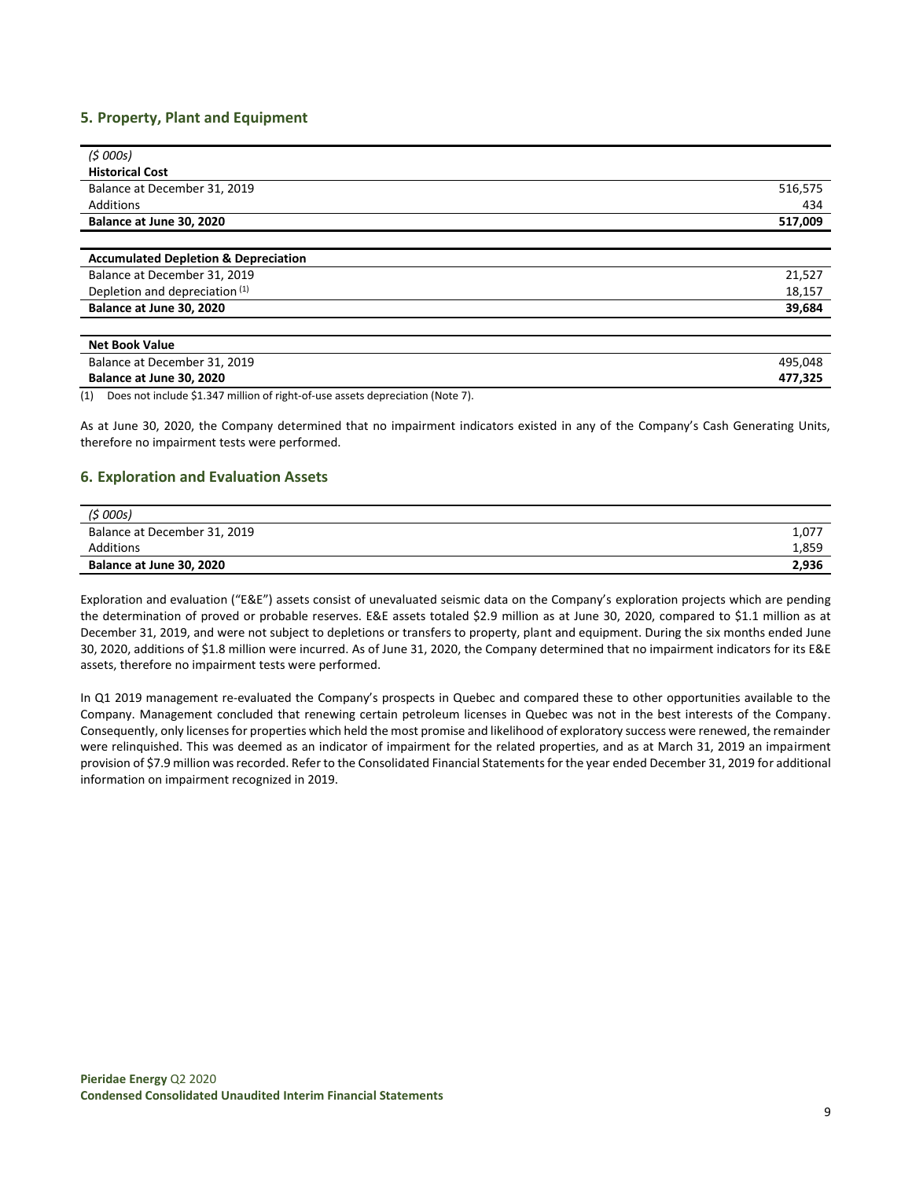## 5. Property, Plant and Equipment

| *($ 000s)* | |
|---|---|
| **Historical Cost** | |
| Balance at December 31, 2019 | 516,575 |
| Additions | 434 |
| **Balance at June 30, 2020** | **517,009** |
| | |
| **Accumulated Depletion & Depreciation** | |
| Balance at December 31, 2019 | 21,527 |
| Depletion and depreciation [(1)] | 18,157 |
| **Balance at June 30, 2020** | **39,684** |
| | |
| **Net Book Value** | |
| Balance at December 31, 2019 | 495,048 |
| **Balance at June 30, 2020** | **477,325** |

(1) Does not include $1.347 million of right-of-use assets depreciation (Note 7).

As at June 30, 2020, the Company determined that no impairment indicators existed in any of the Company's Cash Generating Units, therefore no impairment tests were performed.

## 6. Exploration and Evaluation Assets

| *($ 000s)* | |
|---|---|
| Balance at December 31, 2019 | 1,077 |
| Additions | 1,859 |
| **Balance at June 30, 2020** | **2,936** |

Exploration and evaluation ("E&E") assets consist of unevaluated seismic data on the Company's exploration projects which are pending the determination of proved or probable reserves. E&E assets totaled $2.9 million as at June 30, 2020, compared to $1.1 million as at December 31, 2019, and were not subject to depletions or transfers to property, plant and equipment. During the six months ended June 30, 2020, additions of $1.8 million were incurred. As of June 31, 2020, the Company determined that no impairment indicators for its E&E assets, therefore no impairment tests were performed.

In Q1 2019 management re-evaluated the Company's prospects in Quebec and compared these to other opportunities available to the Company. Management concluded that renewing certain petroleum licenses in Quebec was not in the best interests of the Company. Consequently, only licenses for properties which held the most promise and likelihood of exploratory success were renewed, the remainder were relinquished. This was deemed as an indicator of impairment for the related properties, and as at March 31, 2019 an impairment provision of $7.9 million was recorded. Refer to the Consolidated Financial Statements for the year ended December 31, 2019 for additional information on impairment recognized in 2019.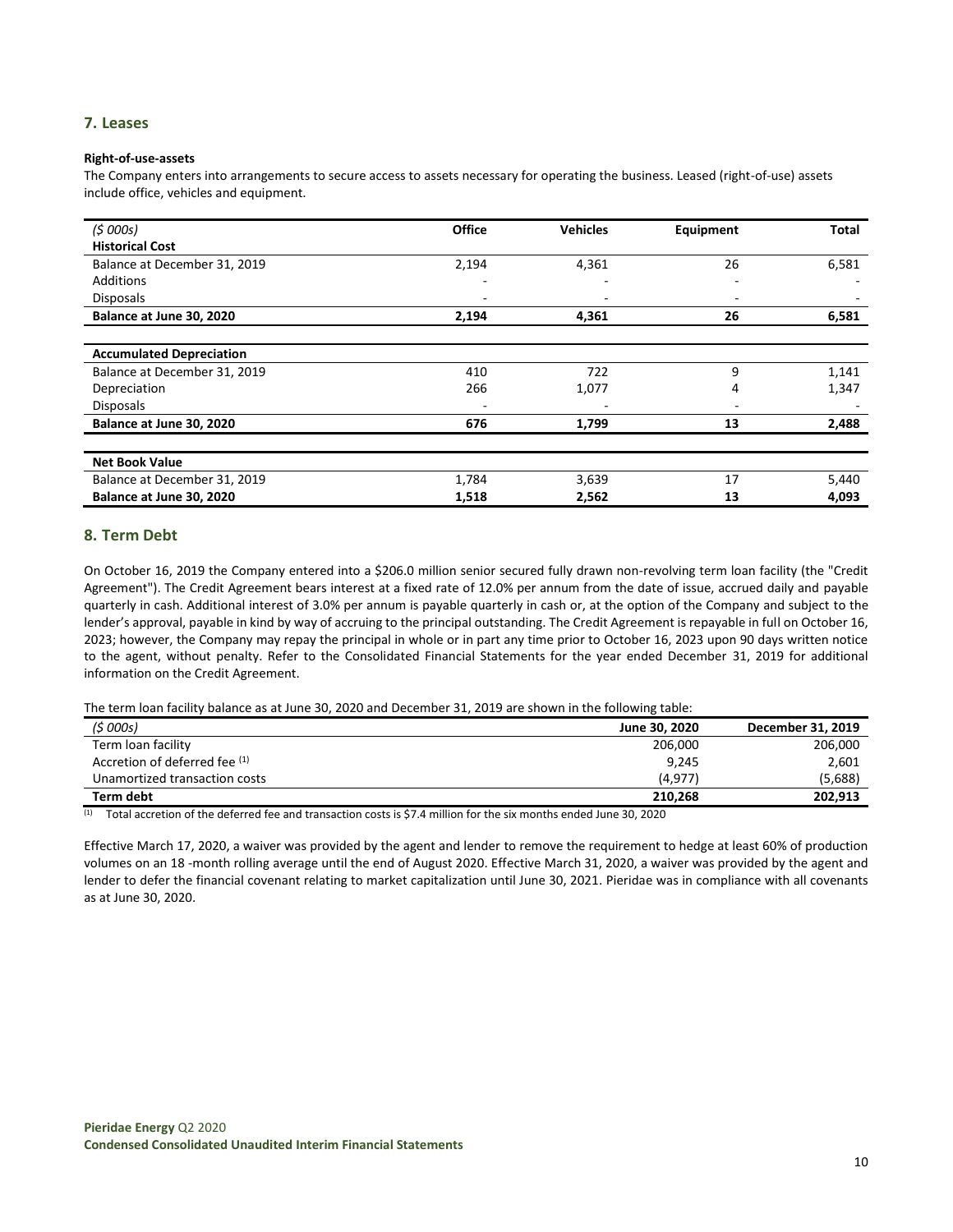## 7. Leases

**Right-of-use-assets**

The Company enters into arrangements to secure access to assets necessary for operating the business. Leased (right-of-use) assets include office, vehicles and equipment.

| *($ 000s)* | **Office** | **Vehicles** | **Equipment** | **Total** |
|---|---|---|---|---|
| **Historical Cost** | | | | |
| Balance at December 31, 2019 | 2,194 | 4,361 | 26 | 6,581 |
| Additions | - | - | - | - |
| Disposals | - | - | - | - |
| **Balance at June 30, 2020** | **2,194** | **4,361** | **26** | **6,581** |
| | | | | |
| **Accumulated Depreciation** | | | | |
| Balance at December 31, 2019 | 410 | 722 | 9 | 1,141 |
| Depreciation | 266 | 1,077 | 4 | 1,347 |
| Disposals | - | - | - | - |
| **Balance at June 30, 2020** | **676** | **1,799** | **13** | **2,488** |
| | | | | |
| **Net Book Value** | | | | |
| Balance at December 31, 2019 | 1,784 | 3,639 | 17 | 5,440 |
| **Balance at June 30, 2020** | **1,518** | **2,562** | **13** | **4,093** |

## 8. Term Debt

On October 16, 2019 the Company entered into a $206.0 million senior secured fully drawn non-revolving term loan facility (the "Credit Agreement"). The Credit Agreement bears interest at a fixed rate of 12.0% per annum from the date of issue, accrued daily and payable quarterly in cash. Additional interest of 3.0% per annum is payable quarterly in cash or, at the option of the Company and subject to the lender's approval, payable in kind by way of accruing to the principal outstanding. The Credit Agreement is repayable in full on October 16, 2023; however, the Company may repay the principal in whole or in part any time prior to October 16, 2023 upon 90 days written notice to the agent, without penalty. Refer to the Consolidated Financial Statements for the year ended December 31, 2019 for additional information on the Credit Agreement.

The term loan facility balance as at June 30, 2020 and December 31, 2019 are shown in the following table:

| *($ 000s)* | **June 30, 2020** | **December 31, 2019** |
|---|---|---|
| Term loan facility | 206,000 | 206,000 |
| Accretion of deferred fee [(1)] | 9,245 | 2,601 |
| Unamortized transaction costs | (4,977) | (5,688) |
| **Term debt** | **210,268** | **202,913** |

(1) Total accretion of the deferred fee and transaction costs is $7.4 million for the six months ended June 30, 2020

Effective March 17, 2020, a waiver was provided by the agent and lender to remove the requirement to hedge at least 60% of production volumes on an 18 -month rolling average until the end of August 2020. Effective March 31, 2020, a waiver was provided by the agent and lender to defer the financial covenant relating to market capitalization until June 30, 2021. Pieridae was in compliance with all covenants as at June 30, 2020.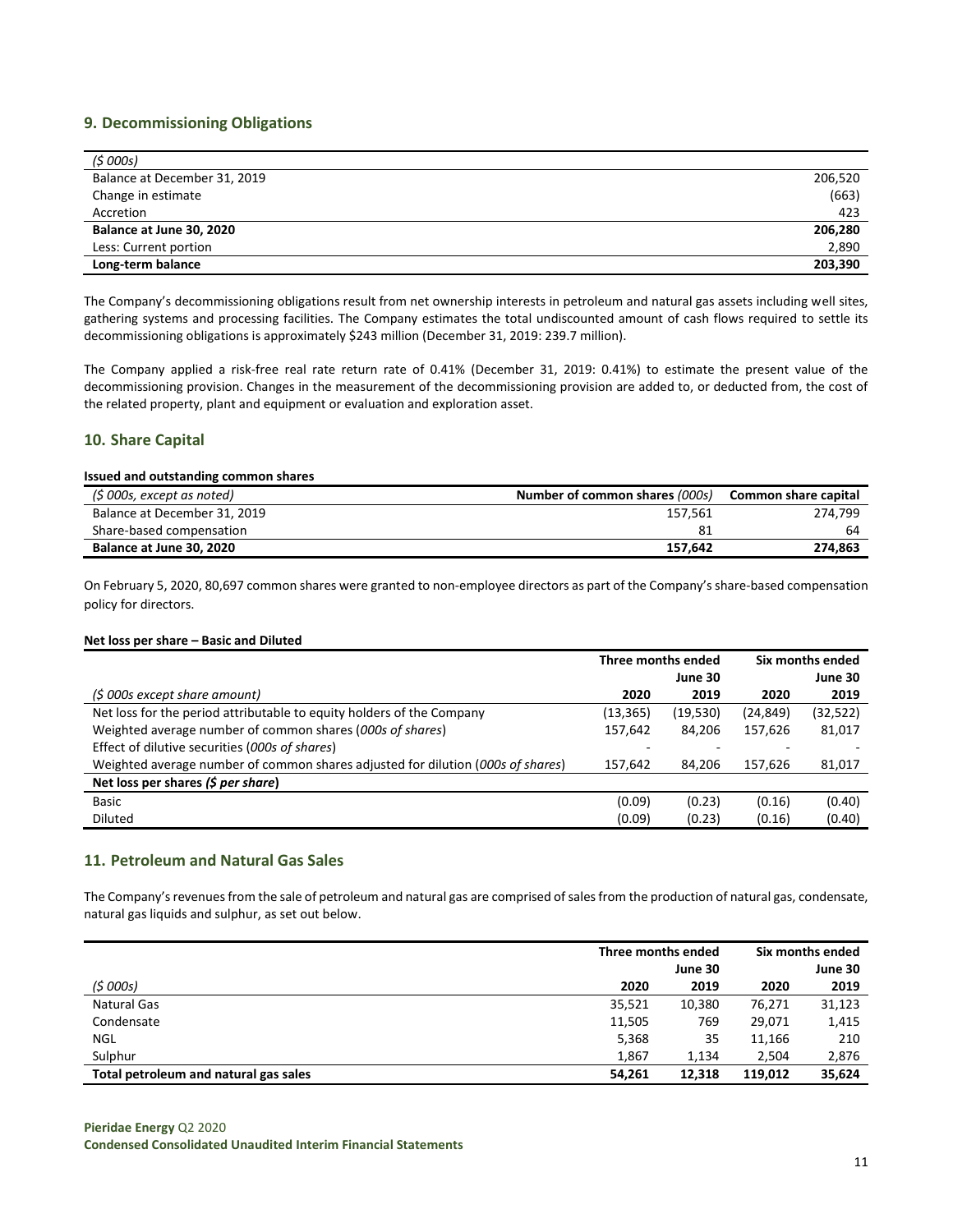## 9. Decommissioning Obligations

| *($ 000s)* | |
|---|---|
| Balance at December 31, 2019 | 206,520 |
| Change in estimate | (663) |
| Accretion | 423 |
| **Balance at June 30, 2020** | **206,280** |
| Less: Current portion | 2,890 |
| **Long-term balance** | **203,390** |

The Company's decommissioning obligations result from net ownership interests in petroleum and natural gas assets including well sites, gathering systems and processing facilities. The Company estimates the total undiscounted amount of cash flows required to settle its decommissioning obligations is approximately $243 million (December 31, 2019: 239.7 million).

The Company applied a risk-free real rate return rate of 0.41% (December 31, 2019: 0.41%) to estimate the present value of the decommissioning provision. Changes in the measurement of the decommissioning provision are added to, or deducted from, the cost of the related property, plant and equipment or evaluation and exploration asset.

## 10. Share Capital

**Issued and outstanding common shares**

| *($ 000s, except as noted)* | **Number of common shares** *(000s)* | **Common share capital** |
|---|---|---|
| Balance at December 31, 2019 | 157,561 | 274,799 |
| Share-based compensation | 81 | 64 |
| **Balance at June 30, 2020** | **157,642** | **274,863** |

On February 5, 2020, 80,697 common shares were granted to non-employee directors as part of the Company's share-based compensation policy for directors.

**Net loss per share – Basic and Diluted**

| | **Three months ended June 30** | | **Six months ended June 30** | |
|---|---|---|---|---|
| *($ 000s except share amount)* | **2020** | **2019** | **2020** | **2019** |
| Net loss for the period attributable to equity holders of the Company | (13,365) | (19,530) | (24,849) | (32,522) |
| Weighted average number of common shares (*000s of shares*) | 157,642 | 84,206 | 157,626 | 81,017 |
| Effect of dilutive securities (*000s of shares*) | - | - | - | - |
| Weighted average number of common shares adjusted for dilution (*000s of shares*) | 157,642 | 84,206 | 157,626 | 81,017 |
| **Net loss per shares (*$ per share*)** | | | | |
| Basic | (0.09) | (0.23) | (0.16) | (0.40) |
| Diluted | (0.09) | (0.23) | (0.16) | (0.40) |

## 11. Petroleum and Natural Gas Sales

The Company's revenues from the sale of petroleum and natural gas are comprised of sales from the production of natural gas, condensate, natural gas liquids and sulphur, as set out below.

| | **Three months ended June 30** | | **Six months ended June 30** | |
|---|---|---|---|---|
| *($ 000s)* | **2020** | **2019** | **2020** | **2019** |
| Natural Gas | 35,521 | 10,380 | 76,271 | 31,123 |
| Condensate | 11,505 | 769 | 29,071 | 1,415 |
| NGL | 5,368 | 35 | 11,166 | 210 |
| Sulphur | 1,867 | 1,134 | 2,504 | 2,876 |
| **Total petroleum and natural gas sales** | **54,261** | **12,318** | **119,012** | **35,624** |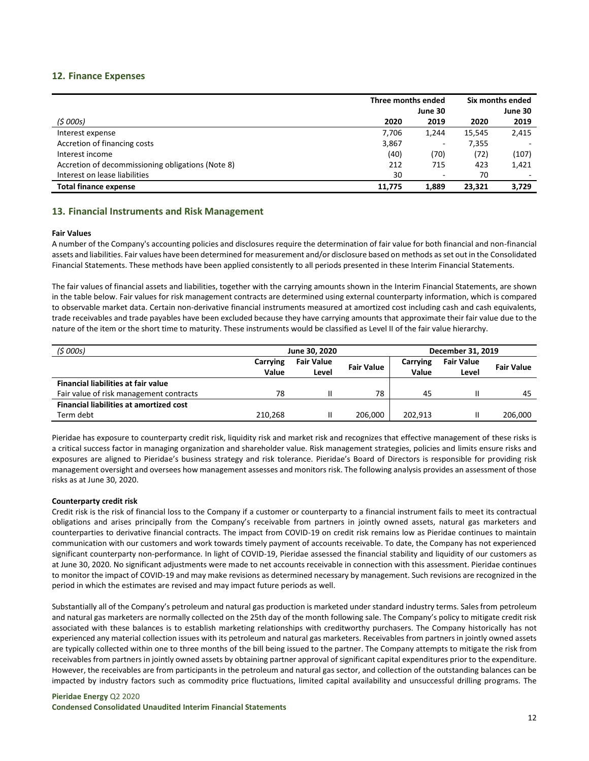## 12. Finance Expenses

| | Three months ended | June 30 | Six months ended | June 30 |
|---|---|---|---|---|
| *($ 000s)* | 2020 | 2019 | 2020 | 2019 |
| Interest expense | 7,706 | 1,244 | 15,545 | 2,415 |
| Accretion of financing costs | 3,867 | - | 7,355 | - |
| Interest income | (40) | (70) | (72) | (107) |
| Accretion of decommissioning obligations (Note 8) | 212 | 715 | 423 | 1,421 |
| Interest on lease liabilities | 30 | - | 70 | - |
| **Total finance expense** | **11,775** | **1,889** | **23,321** | **3,729** |

## 13. Financial Instruments and Risk Management

**Fair Values**

A number of the Company's accounting policies and disclosures require the determination of fair value for both financial and non-financial assets and liabilities. Fair values have been determined for measurement and/or disclosure based on methods as set out in the Consolidated Financial Statements. These methods have been applied consistently to all periods presented in these Interim Financial Statements.

The fair values of financial assets and liabilities, together with the carrying amounts shown in the Interim Financial Statements, are shown in the table below. Fair values for risk management contracts are determined using external counterparty information, which is compared to observable market data. Certain non-derivative financial instruments measured at amortized cost including cash and cash equivalents, trade receivables and trade payables have been excluded because they have carrying amounts that approximate their fair value due to the nature of the item or the short time to maturity. These instruments would be classified as Level II of the fair value hierarchy.

| *($ 000s)* | June 30, 2020 | | | December 31, 2019 | | |
|---|---|---|---|---|---|---|
| | Carrying Value | Fair Value Level | Fair Value | Carrying Value | Fair Value Level | Fair Value |
| **Financial liabilities at fair value** | | | | | | |
| Fair value of risk management contracts | 78 | II | 78 | 45 | II | 45 |
| **Financial liabilities at amortized cost** | | | | | | |
| Term debt | 210,268 | II | 206,000 | 202,913 | II | 206,000 |

Pieridae has exposure to counterparty credit risk, liquidity risk and market risk and recognizes that effective management of these risks is a critical success factor in managing organization and shareholder value. Risk management strategies, policies and limits ensure risks and exposures are aligned to Pieridae's business strategy and risk tolerance. Pieridae's Board of Directors is responsible for providing risk management oversight and oversees how management assesses and monitors risk. The following analysis provides an assessment of those risks as at June 30, 2020.

**Counterparty credit risk**

Credit risk is the risk of financial loss to the Company if a customer or counterparty to a financial instrument fails to meet its contractual obligations and arises principally from the Company's receivable from partners in jointly owned assets, natural gas marketers and counterparties to derivative financial contracts. The impact from COVID-19 on credit risk remains low as Pieridae continues to maintain communication with our customers and work towards timely payment of accounts receivable. To date, the Company has not experienced significant counterparty non-performance. In light of COVID-19, Pieridae assessed the financial stability and liquidity of our customers as at June 30, 2020. No significant adjustments were made to net accounts receivable in connection with this assessment. Pieridae continues to monitor the impact of COVID-19 and may make revisions as determined necessary by management. Such revisions are recognized in the period in which the estimates are revised and may impact future periods as well.

Substantially all of the Company's petroleum and natural gas production is marketed under standard industry terms. Sales from petroleum and natural gas marketers are normally collected on the 25th day of the month following sale. The Company's policy to mitigate credit risk associated with these balances is to establish marketing relationships with creditworthy purchasers. The Company historically has not experienced any material collection issues with its petroleum and natural gas marketers. Receivables from partners in jointly owned assets are typically collected within one to three months of the bill being issued to the partner. The Company attempts to mitigate the risk from receivables from partners in jointly owned assets by obtaining partner approval of significant capital expenditures prior to the expenditure. However, the receivables are from participants in the petroleum and natural gas sector, and collection of the outstanding balances can be impacted by industry factors such as commodity price fluctuations, limited capital availability and unsuccessful drilling programs. The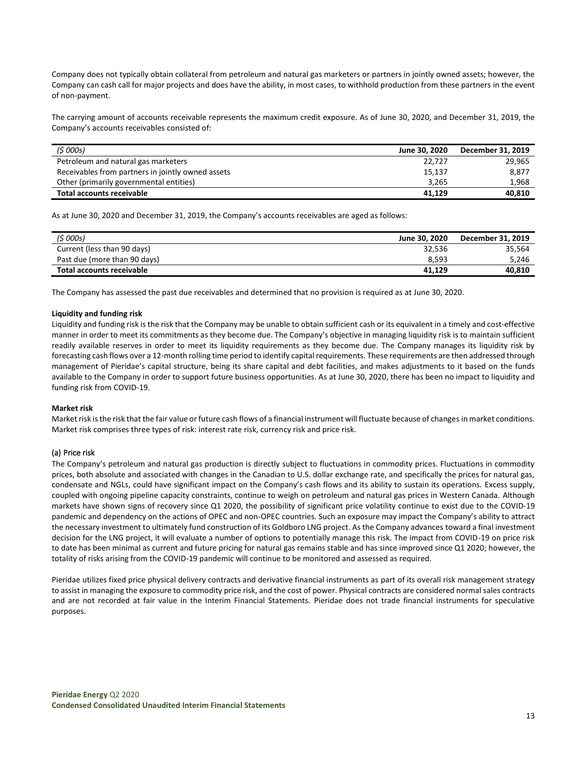Company does not typically obtain collateral from petroleum and natural gas marketers or partners in jointly owned assets; however, the Company can cash call for major projects and does have the ability, in most cases, to withhold production from these partners in the event of non-payment.

The carrying amount of accounts receivable represents the maximum credit exposure. As of June 30, 2020, and December 31, 2019, the Company's accounts receivables consisted of:

| *($ 000s)* | **June 30, 2020** | **December 31, 2019** |
|---|---|---|
| Petroleum and natural gas marketers | 22,727 | 29,965 |
| Receivables from partners in jointly owned assets | 15,137 | 8,877 |
| Other (primarily governmental entities) | 3,265 | 1,968 |
| **Total accounts receivable** | **41,129** | **40,810** |

As at June 30, 2020 and December 31, 2019, the Company's accounts receivables are aged as follows:

| *($ 000s)* | **June 30, 2020** | **December 31, 2019** |
|---|---|---|
| Current (less than 90 days) | 32,536 | 35,564 |
| Past due (more than 90 days) | 8,593 | 5,246 |
| **Total accounts receivable** | **41,129** | **40,810** |

The Company has assessed the past due receivables and determined that no provision is required as at June 30, 2020.

**Liquidity and funding risk**

Liquidity and funding risk is the risk that the Company may be unable to obtain sufficient cash or its equivalent in a timely and cost-effective manner in order to meet its commitments as they become due. The Company's objective in managing liquidity risk is to maintain sufficient readily available reserves in order to meet its liquidity requirements as they become due. The Company manages its liquidity risk by forecasting cash flows over a 12-month rolling time period to identify capital requirements. These requirements are then addressed through management of Pieridae's capital structure, being its share capital and debt facilities, and makes adjustments to it based on the funds available to the Company in order to support future business opportunities. As at June 30, 2020, there has been no impact to liquidity and funding risk from COVID-19.

**Market risk**

Market risk is the risk that the fair value or future cash flows of a financial instrument will fluctuate because of changes in market conditions. Market risk comprises three types of risk: interest rate risk, currency risk and price risk.

(a) Price risk

The Company's petroleum and natural gas production is directly subject to fluctuations in commodity prices. Fluctuations in commodity prices, both absolute and associated with changes in the Canadian to U.S. dollar exchange rate, and specifically the prices for natural gas, condensate and NGLs, could have significant impact on the Company's cash flows and its ability to sustain its operations. Excess supply, coupled with ongoing pipeline capacity constraints, continue to weigh on petroleum and natural gas prices in Western Canada. Although markets have shown signs of recovery since Q1 2020, the possibility of significant price volatility continue to exist due to the COVID-19 pandemic and dependency on the actions of OPEC and non-OPEC countries. Such an exposure may impact the Company's ability to attract the necessary investment to ultimately fund construction of its Goldboro LNG project. As the Company advances toward a final investment decision for the LNG project, it will evaluate a number of options to potentially manage this risk. The impact from COVID-19 on price risk to date has been minimal as current and future pricing for natural gas remains stable and has since improved since Q1 2020; however, the totality of risks arising from the COVID-19 pandemic will continue to be monitored and assessed as required.

Pieridae utilizes fixed price physical delivery contracts and derivative financial instruments as part of its overall risk management strategy to assist in managing the exposure to commodity price risk, and the cost of power. Physical contracts are considered normal sales contracts and are not recorded at fair value in the Interim Financial Statements. Pieridae does not trade financial instruments for speculative purposes.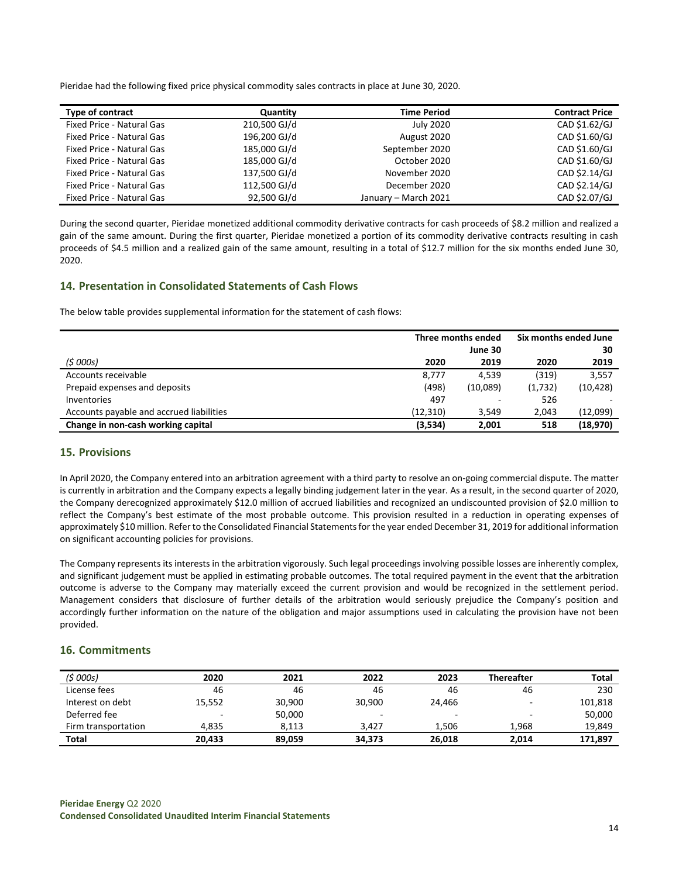Pieridae had the following fixed price physical commodity sales contracts in place at June 30, 2020.

| Type of contract | Quantity | Time Period | Contract Price |
|---|---|---|---|
| Fixed Price - Natural Gas | 210,500 GJ/d | July 2020 | CAD $1.62/GJ |
| Fixed Price - Natural Gas | 196,200 GJ/d | August 2020 | CAD $1.60/GJ |
| Fixed Price - Natural Gas | 185,000 GJ/d | September 2020 | CAD $1.60/GJ |
| Fixed Price - Natural Gas | 185,000 GJ/d | October 2020 | CAD $1.60/GJ |
| Fixed Price - Natural Gas | 137,500 GJ/d | November 2020 | CAD $2.14/GJ |
| Fixed Price - Natural Gas | 112,500 GJ/d | December 2020 | CAD $2.14/GJ |
| Fixed Price - Natural Gas | 92,500 GJ/d | January – March 2021 | CAD $2.07/GJ |

During the second quarter, Pieridae monetized additional commodity derivative contracts for cash proceeds of $8.2 million and realized a gain of the same amount. During the first quarter, Pieridae monetized a portion of its commodity derivative contracts resulting in cash proceeds of $4.5 million and a realized gain of the same amount, resulting in a total of $12.7 million for the six months ended June 30, 2020.

## 14. Presentation in Consolidated Statements of Cash Flows

The below table provides supplemental information for the statement of cash flows:

| | Three months ended June 30 | | Six months ended June 30 | |
|---|---|---|---|---|
| *($ 000s)* | **2020** | **2019** | **2020** | **2019** |
| Accounts receivable | 8,777 | 4,539 | (319) | 3,557 |
| Prepaid expenses and deposits | (498) | (10,089) | (1,732) | (10,428) |
| Inventories | 497 | - | 526 | - |
| Accounts payable and accrued liabilities | (12,310) | 3,549 | 2,043 | (12,099) |
| **Change in non-cash working capital** | **(3,534)** | **2,001** | **518** | **(18,970)** |

## 15. Provisions

In April 2020, the Company entered into an arbitration agreement with a third party to resolve an on-going commercial dispute. The matter is currently in arbitration and the Company expects a legally binding judgement later in the year. As a result, in the second quarter of 2020, the Company derecognized approximately $12.0 million of accrued liabilities and recognized an undiscounted provision of $2.0 million to reflect the Company's best estimate of the most probable outcome. This provision resulted in a reduction in operating expenses of approximately $10 million. Refer to the Consolidated Financial Statements for the year ended December 31, 2019 for additional information on significant accounting policies for provisions.

The Company represents its interests in the arbitration vigorously. Such legal proceedings involving possible losses are inherently complex, and significant judgement must be applied in estimating probable outcomes. The total required payment in the event that the arbitration outcome is adverse to the Company may materially exceed the current provision and would be recognized in the settlement period. Management considers that disclosure of further details of the arbitration would seriously prejudice the Company's position and accordingly further information on the nature of the obligation and major assumptions used in calculating the provision have not been provided.

## 16. Commitments

| *($ 000s)* | 2020 | 2021 | 2022 | 2023 | Thereafter | Total |
|---|---|---|---|---|---|---|
| License fees | 46 | 46 | 46 | 46 | 46 | 230 |
| Interest on debt | 15,552 | 30,900 | 30,900 | 24,466 | - | 101,818 |
| Deferred fee | - | 50,000 | - | - | - | 50,000 |
| Firm transportation | 4,835 | 8,113 | 3,427 | 1,506 | 1,968 | 19,849 |
| **Total** | **20,433** | **89,059** | **34,373** | **26,018** | **2,014** | **171,897** |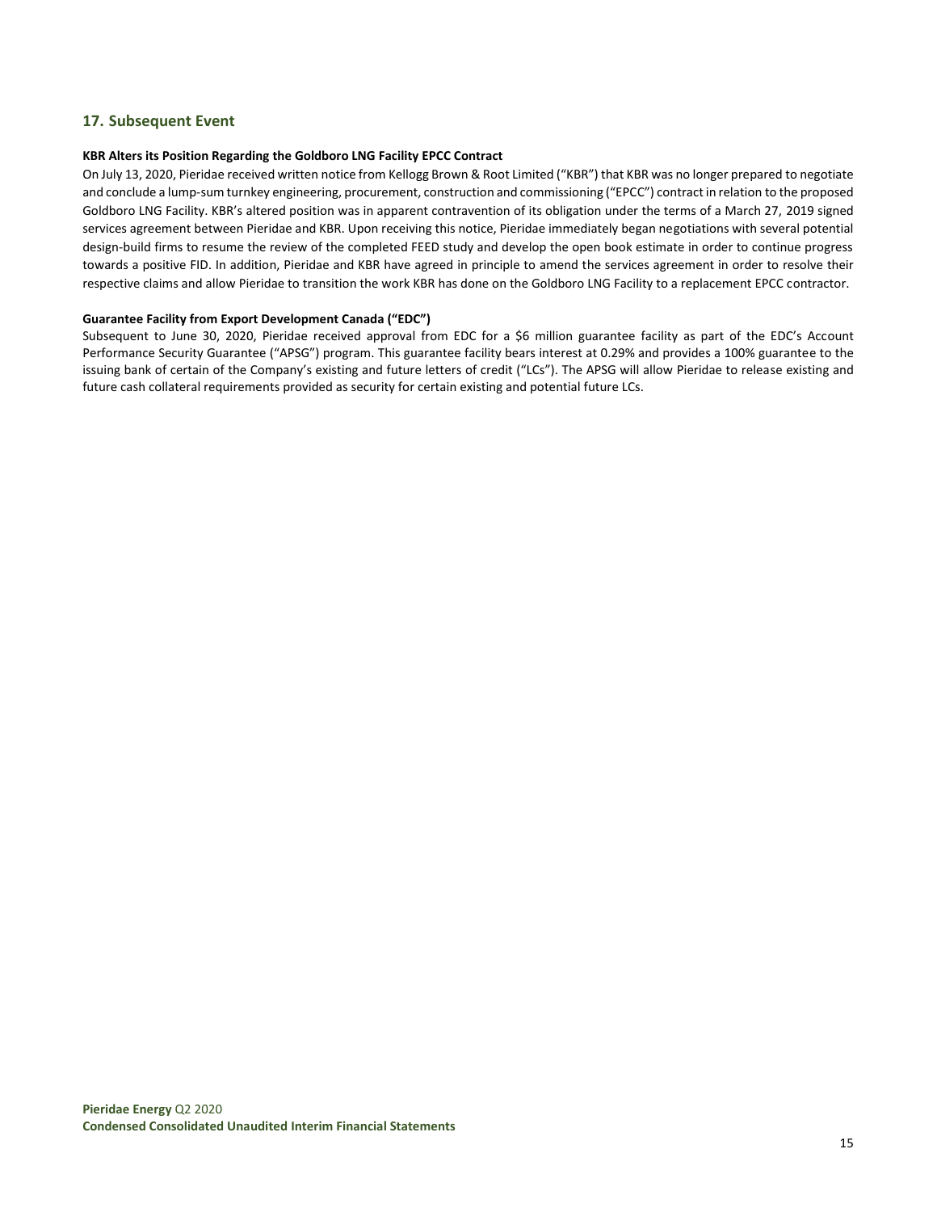## 17. Subsequent Event

**KBR Alters its Position Regarding the Goldboro LNG Facility EPCC Contract**

On July 13, 2020, Pieridae received written notice from Kellogg Brown & Root Limited ("KBR") that KBR was no longer prepared to negotiate and conclude a lump-sum turnkey engineering, procurement, construction and commissioning ("EPCC") contract in relation to the proposed Goldboro LNG Facility. KBR's altered position was in apparent contravention of its obligation under the terms of a March 27, 2019 signed services agreement between Pieridae and KBR. Upon receiving this notice, Pieridae immediately began negotiations with several potential design-build firms to resume the review of the completed FEED study and develop the open book estimate in order to continue progress towards a positive FID. In addition, Pieridae and KBR have agreed in principle to amend the services agreement in order to resolve their respective claims and allow Pieridae to transition the work KBR has done on the Goldboro LNG Facility to a replacement EPCC contractor.

**Guarantee Facility from Export Development Canada ("EDC")**

Subsequent to June 30, 2020, Pieridae received approval from EDC for a $6 million guarantee facility as part of the EDC's Account Performance Security Guarantee ("APSG") program. This guarantee facility bears interest at 0.29% and provides a 100% guarantee to the issuing bank of certain of the Company's existing and future letters of credit ("LCs"). The APSG will allow Pieridae to release existing and future cash collateral requirements provided as security for certain existing and potential future LCs.